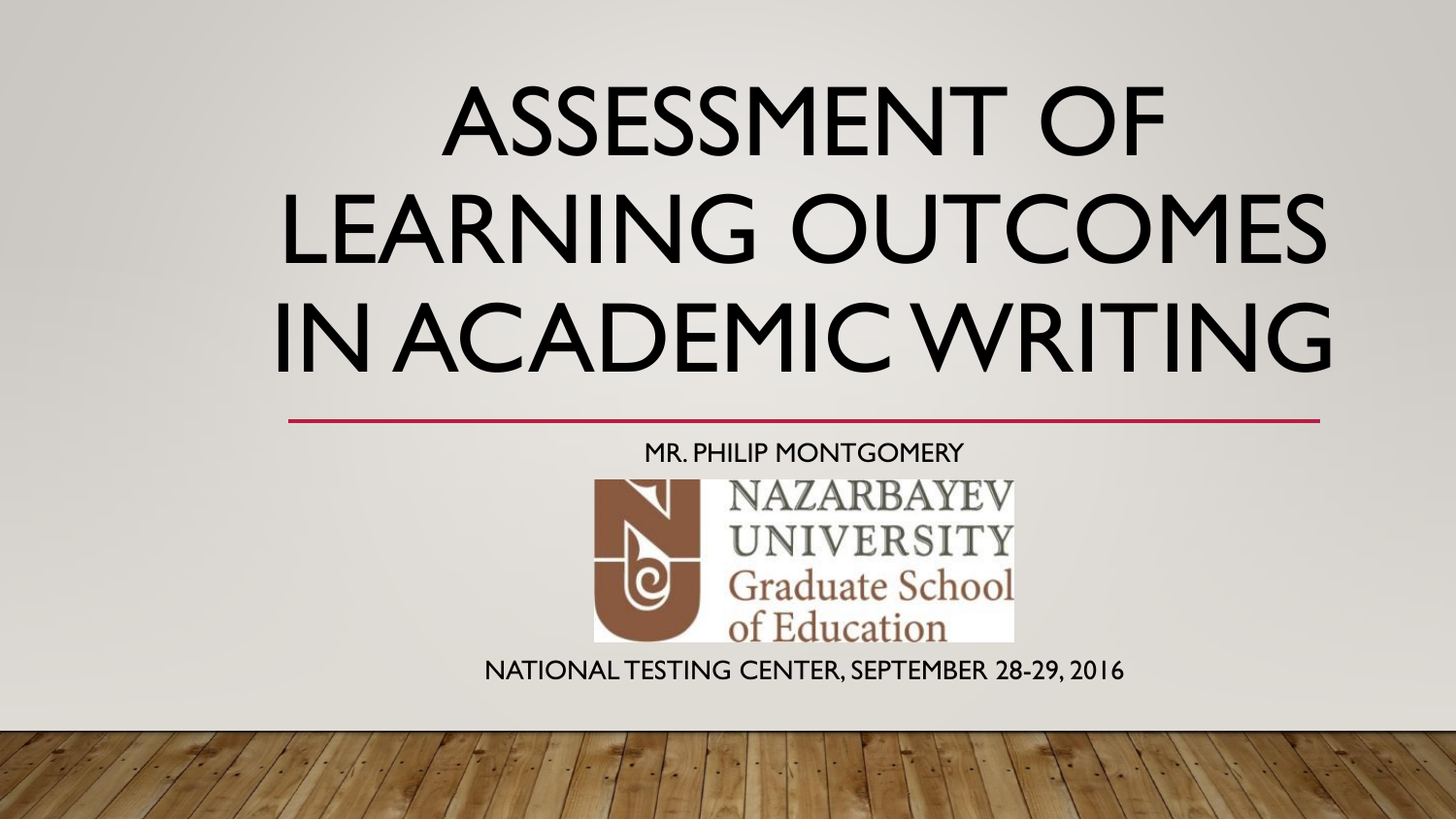# ASSESSMENT OF LEARNING OUTCOMES IN ACADEMIC WRITING

MR. PHILIP MONTGOMERY

NAZARBAYEV UNIVERSITY
Graduate School of Education

NATIONAL TESTING CENTER, SEPTEMBER 28-29, 2016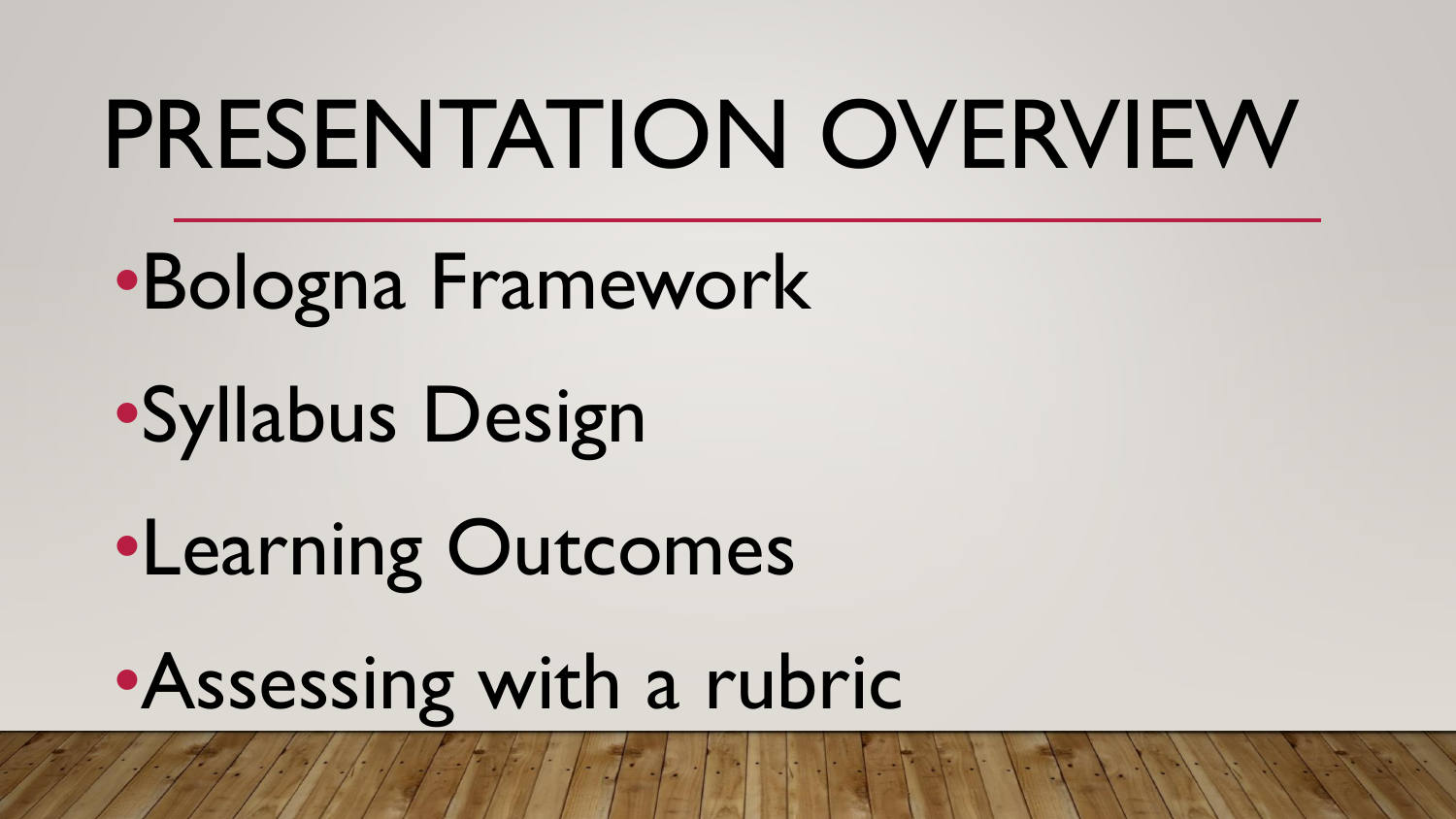# PRESENTATION OVERVIEW

- Bologna Framework
- Syllabus Design
- Learning Outcomes
- Assessing with a rubric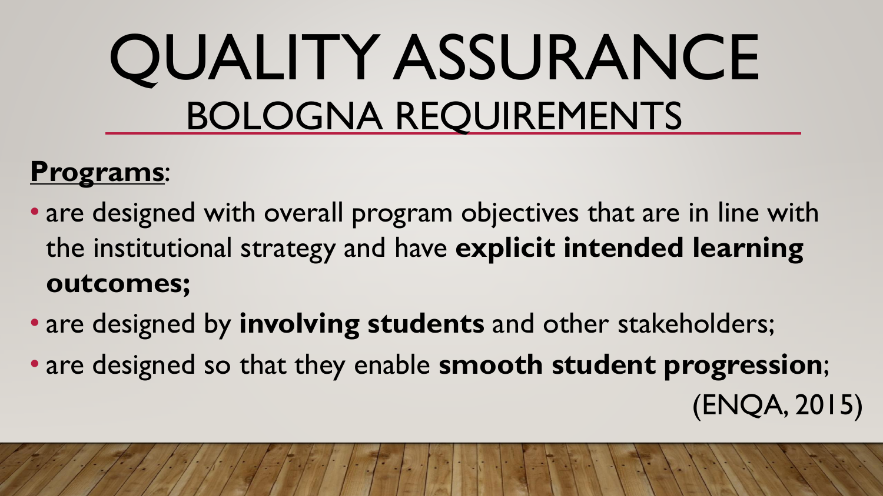# QUALITY ASSURANCE

## BOLOGNA REQUIREMENTS

**Programs**:

- are designed with overall program objectives that are in line with the institutional strategy and have **explicit intended learning outcomes;**
- are designed by **involving students** and other stakeholders;
- are designed so that they enable **smooth student progression**;

(ENQA, 2015)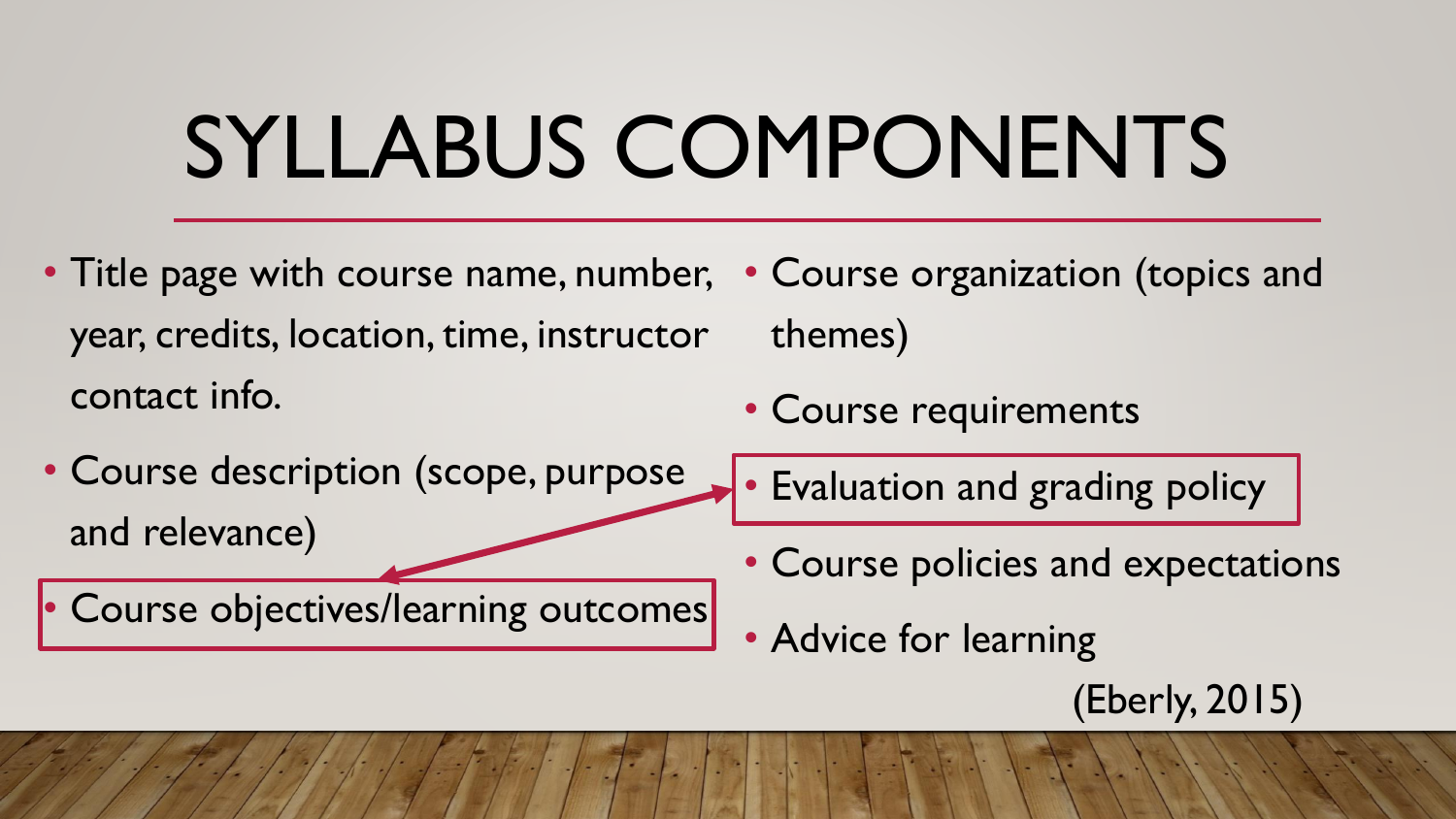# SYLLABUS COMPONENTS

- Title page with course name, number, year, credits, location, time, instructor contact info.
- Course description (scope, purpose and relevance)
- Course objectives/learning outcomes
- Course organization (topics and themes)
- Course requirements
- Evaluation and grading policy
- Course policies and expectations
- Advice for learning

(Eberly, 2015)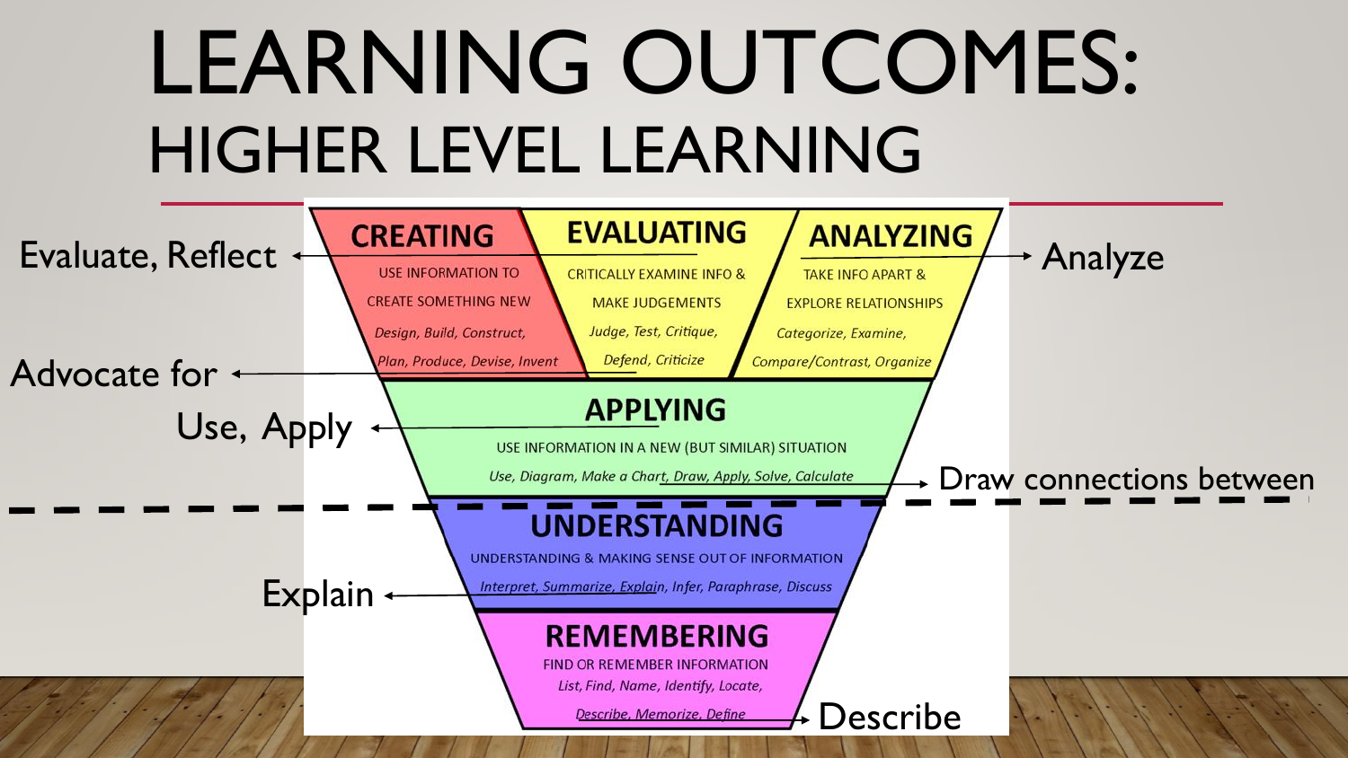# LEARNING OUTCOMES:

## HIGHER LEVEL LEARNING

**CREATING**

USE INFORMATION TO CREATE SOMETHING NEW

*Design, Build, Construct, Plan, Produce, Devise, Invent*

**EVALUATING**

CRITICALLY EXAMINE INFO & MAKE JUDGEMENTS

*Judge, Test, Critique, Defend, Criticize*

**ANALYZING**

TAKE INFO APART & EXPLORE RELATIONSHIPS

*Categorize, Examine, Compare/Contrast, Organize*

**APPLYING**

USE INFORMATION IN A NEW (BUT SIMILAR) SITUATION

*Use, Diagram, Make a Chart, Draw, Apply, Solve, Calculate*

**UNDERSTANDING**

UNDERSTANDING & MAKING SENSE OUT OF INFORMATION

*Interpret, Summarize, Explain, Infer, Paraphrase, Discuss*

**REMEMBERING**

FIND OR REMEMBER INFORMATION

*List, Find, Name, Identify, Locate, Describe, Memorize, Define*

- Evaluate, Reflect
- Advocate for
- Use, Apply
- Explain
- Analyze
- Draw connections between
- Describe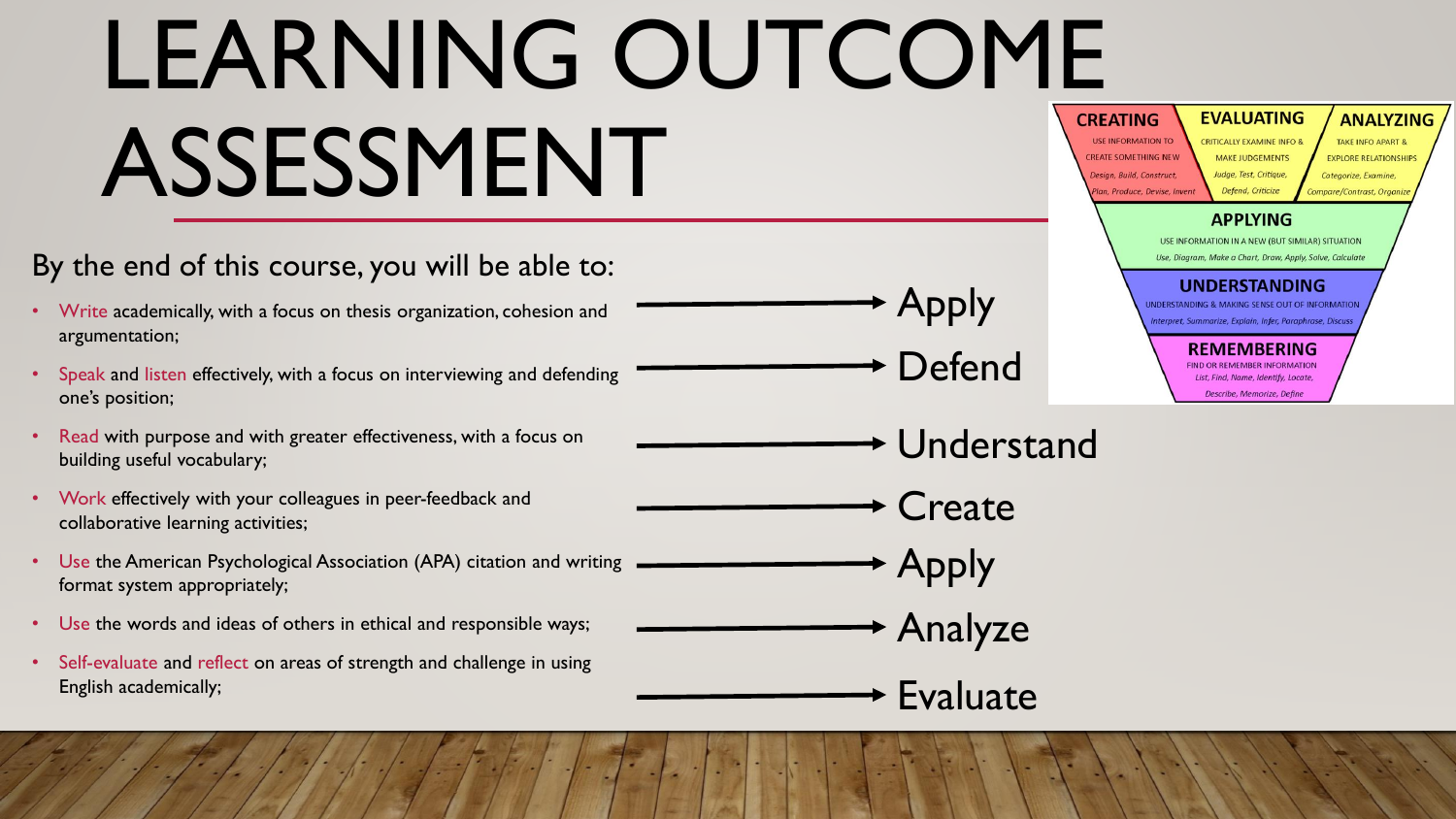# LEARNING OUTCOME ASSESSMENT

By the end of this course, you will be able to:

- Write academically, with a focus on thesis organization, cohesion and argumentation; → Apply
- Speak and listen effectively, with a focus on interviewing and defending one's position; → Defend
- Read with purpose and with greater effectiveness, with a focus on building useful vocabulary; → Understand
- Work effectively with your colleagues in peer-feedback and collaborative learning activities; → Create
- Use the American Psychological Association (APA) citation and writing format system appropriately; → Apply
- Use the words and ideas of others in ethical and responsible ways; → Analyze
- Self-evaluate and reflect on areas of strength and challenge in using English academically; → Evaluate

**CREATING**
USE INFORMATION TO CREATE SOMETHING NEW
*Design, Build, Construct, Plan, Produce, Devise, Invent*

**EVALUATING**
CRITICALLY EXAMINE INFO & MAKE JUDGEMENTS
*Judge, Test, Critique, Defend, Criticize*

**ANALYZING**
TAKE INFO APART & EXPLORE RELATIONSHIPS
*Categorize, Examine, Compare/Contrast, Organize*

**APPLYING**
USE INFORMATION IN A NEW (BUT SIMILAR) SITUATION
*Use, Diagram, Make a Chart, Draw, Apply, Solve, Calculate*

**UNDERSTANDING**
UNDERSTANDING & MAKING SENSE OUT OF INFORMATION
*Interpret, Summarize, Explain, Infer, Paraphrase, Discuss*

**REMEMBERING**
FIND OR REMEMBER INFORMATION
*List, Find, Name, Identify, Locate, Describe, Memorize, Define*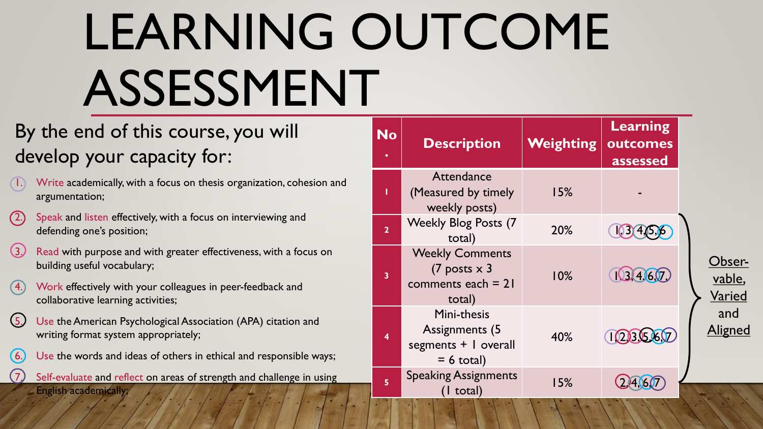# LEARNING OUTCOME ASSESSMENT

By the end of this course, you will develop your capacity for:

1. Write academically, with a focus on thesis organization, cohesion and argumentation;
2. Speak and listen effectively, with a focus on interviewing and defending one's position;
3. Read with purpose and with greater effectiveness, with a focus on building useful vocabulary;
4. Work effectively with your colleagues in peer-feedback and collaborative learning activities;
5. Use the American Psychological Association (APA) citation and writing format system appropriately;
6. Use the words and ideas of others in ethical and responsible ways;
7. Self-evaluate and reflect on areas of strength and challenge in using English academically;

| No. | Description | Weighting | Learning outcomes assessed |
|---|---|---|---|
| 1 | Attendance (Measured by timely weekly posts) | 15% | - |
| 2 | Weekly Blog Posts (7 total) | 20% | 1, 3, 4, 5, 6 |
| 3 | Weekly Comments (7 posts x 3 comments each = 21 total) | 10% | 1, 3, 4, 6, 7 |
| 4 | Mini-thesis Assignments (5 segments + 1 overall = 6 total) | 40% | 1, 2, 3, 5, 6, 7 |
| 5 | Speaking Assignments (1 total) | 15% | 2, 4, 6, 7 |

Obser-vable, Varied and Aligned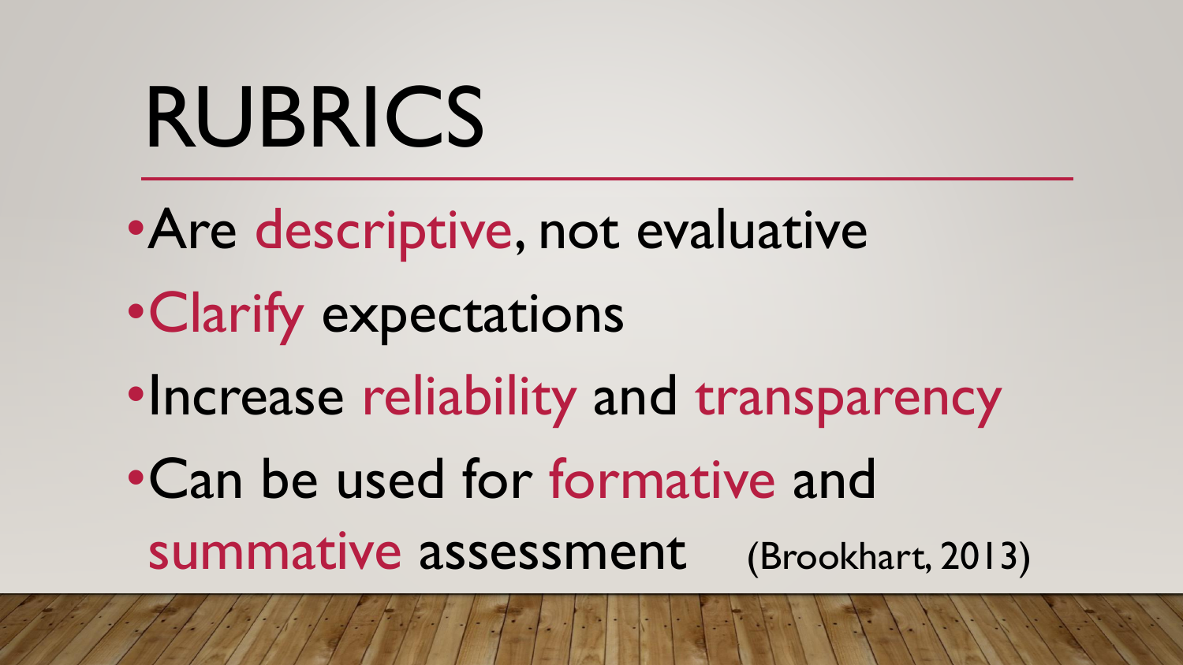# RUBRICS

- Are descriptive, not evaluative
- Clarify expectations
- Increase reliability and transparency
- Can be used for formative and summative assessment (Brookhart, 2013)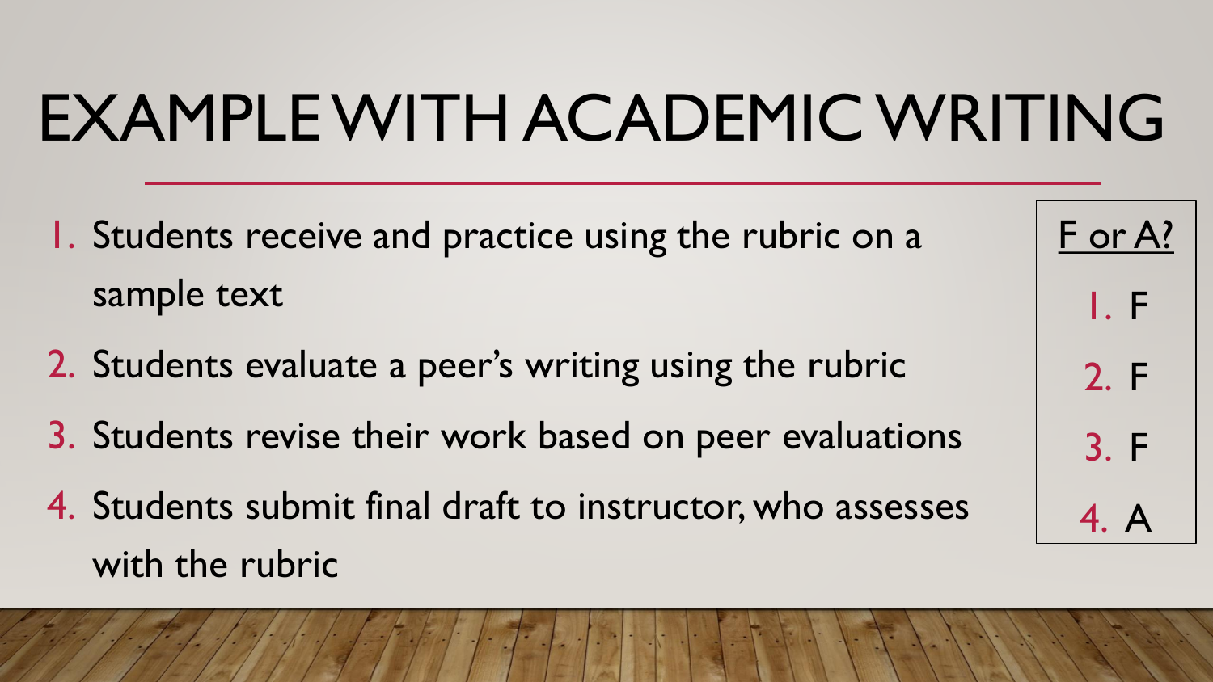# EXAMPLE WITH ACADEMIC WRITING

1. Students receive and practice using the rubric on a sample text
2. Students evaluate a peer's writing using the rubric
3. Students revise their work based on peer evaluations
4. Students submit final draft to instructor, who assesses with the rubric

| F or A? |
|---|
| 1. F |
| 2. F |
| 3. F |
| 4. A |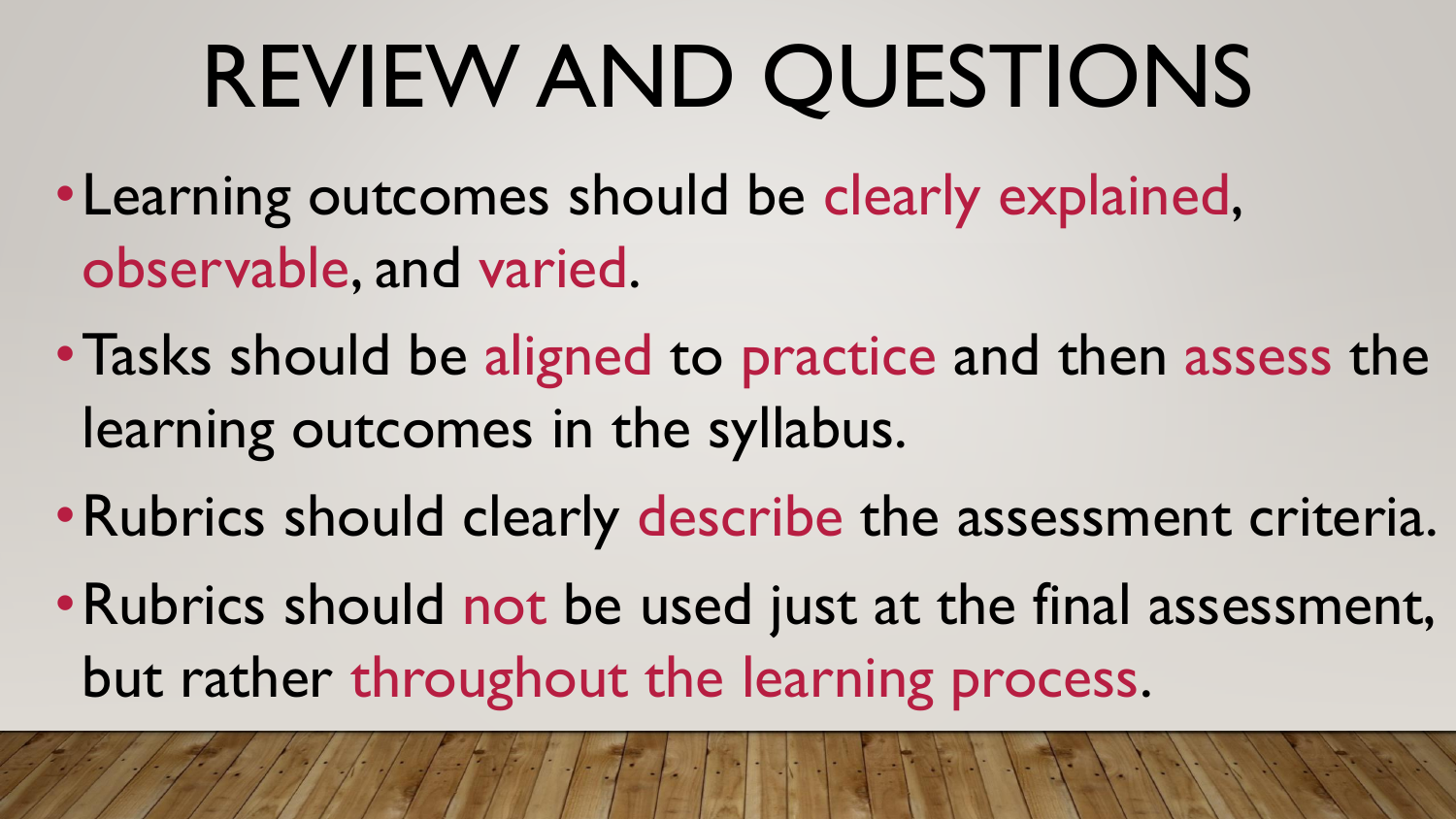# REVIEW AND QUESTIONS

- Learning outcomes should be clearly explained, observable, and varied.
- Tasks should be aligned to practice and then assess the learning outcomes in the syllabus.
- Rubrics should clearly describe the assessment criteria.
- Rubrics should not be used just at the final assessment, but rather throughout the learning process.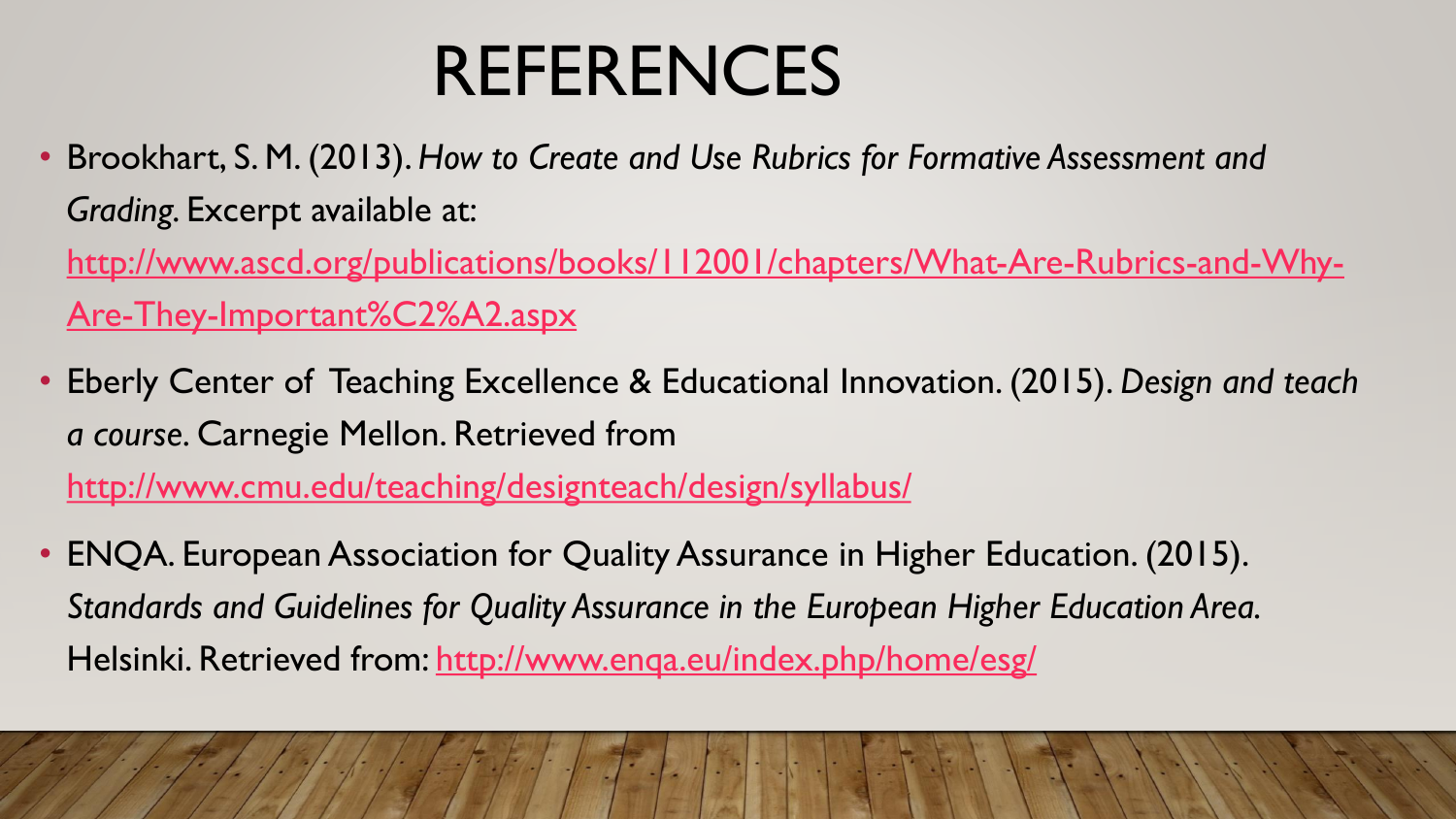# REFERENCES

- Brookhart, S. M. (2013). *How to Create and Use Rubrics for Formative Assessment and Grading*. Excerpt available at: [http://www.ascd.org/publications/books/112001/chapters/What-Are-Rubrics-and-Why-Are-They-Important%C2%A2.aspx](http://www.ascd.org/publications/books/112001/chapters/What-Are-Rubrics-and-Why-Are-They-Important%C2%A2.aspx)
- Eberly Center of Teaching Excellence & Educational Innovation. (2015). *Design and teach a course*. Carnegie Mellon. Retrieved from [http://www.cmu.edu/teaching/designteach/design/syllabus/](http://www.cmu.edu/teaching/designteach/design/syllabus/)
- ENQA. European Association for Quality Assurance in Higher Education. (2015). *Standards and Guidelines for Quality Assurance in the European Higher Education Area.* Helsinki. Retrieved from: [http://www.enqa.eu/index.php/home/esg/](http://www.enqa.eu/index.php/home/esg/)